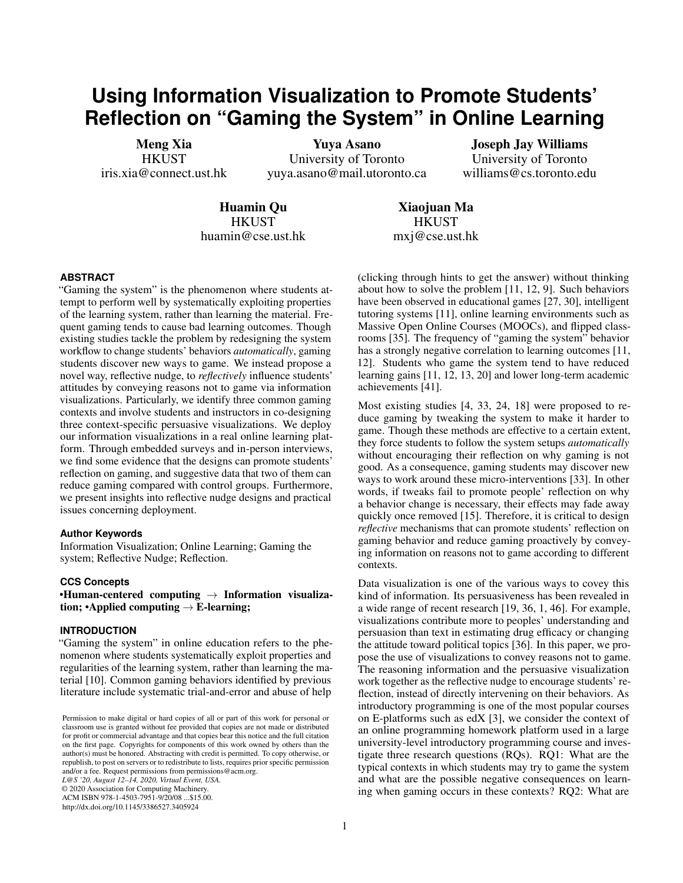# Using Information Visualization to Promote Students' Reflection on "Gaming the System" in Online Learning

**Meng Xia**
HKUST
iris.xia@connect.ust.hk

**Yuya Asano**
University of Toronto
yuya.asano@mail.utoronto.ca

**Joseph Jay Williams**
University of Toronto
williams@cs.toronto.edu

**Huamin Qu**
HKUST
huamin@cse.ust.hk

**Xiaojuan Ma**
HKUST
mxj@cse.ust.hk

## ABSTRACT

"Gaming the system" is the phenomenon where students attempt to perform well by systematically exploiting properties of the learning system, rather than learning the material. Frequent gaming tends to cause bad learning outcomes. Though existing studies tackle the problem by redesigning the system workflow to change students' behaviors *automatically*, gaming students discover new ways to game. We instead propose a novel way, reflective nudge, to *reflectively* influence students' attitudes by conveying reasons not to game via information visualizations. Particularly, we identify three common gaming contexts and involve students and instructors in co-designing three context-specific persuasive visualizations. We deploy our information visualizations in a real online learning platform. Through embedded surveys and in-person interviews, we find some evidence that the designs can promote students' reflection on gaming, and suggestive data that two of them can reduce gaming compared with control groups. Furthermore, we present insights into reflective nudge designs and practical issues concerning deployment.

### Author Keywords

Information Visualization; Online Learning; Gaming the system; Reflective Nudge; Reflection.

### CCS Concepts

**•Human-centered computing → Information visualization; •Applied computing → E-learning;**

## INTRODUCTION

"Gaming the system" in online education refers to the phenomenon where students systematically exploit properties and regularities of the learning system, rather than learning the material [10]. Common gaming behaviors identified by previous literature include systematic trial-and-error and abuse of help (clicking through hints to get the answer) without thinking about how to solve the problem [11, 12, 9]. Such behaviors have been observed in educational games [27, 30], intelligent tutoring systems [11], online learning environments such as Massive Open Online Courses (MOOCs), and flipped classrooms [35]. The frequency of "gaming the system" behavior has a strongly negative correlation to learning outcomes [11, 12]. Students who game the system tend to have reduced learning gains [11, 12, 13, 20] and lower long-term academic achievements [41].

Most existing studies [4, 33, 24, 18] were proposed to reduce gaming by tweaking the system to make it harder to game. Though these methods are effective to a certain extent, they force students to follow the system setups *automatically* without encouraging their reflection on why gaming is not good. As a consequence, gaming students may discover new ways to work around these micro-interventions [33]. In other words, if tweaks fail to promote people' reflection on why a behavior change is necessary, their effects may fade away quickly once removed [15]. Therefore, it is critical to design *reflective* mechanisms that can promote students' reflection on gaming behavior and reduce gaming proactively by conveying information on reasons not to game according to different contexts.

Data visualization is one of the various ways to covey this kind of information. Its persuasiveness has been revealed in a wide range of recent research [19, 36, 1, 46]. For example, visualizations contribute more to peoples' understanding and persuasion than text in estimating drug efficacy or changing the attitude toward political topics [36]. In this paper, we propose the use of visualizations to convey reasons not to game. The reasoning information and the persuasive visualization work together as the reflective nudge to encourage students' reflection, instead of directly intervening on their behaviors. As introductory programming is one of the most popular courses on E-platforms such as edX [3], we consider the context of an online programming homework platform used in a large university-level introductory programming course and investigate three research questions (RQs). RQ1: What are the typical contexts in which students may try to game the system and what are the possible negative consequences on learning when gaming occurs in these contexts? RQ2: What are

Permission to make digital or hard copies of all or part of this work for personal or classroom use is granted without fee provided that copies are not made or distributed for profit or commercial advantage and that copies bear this notice and the full citation on the first page. Copyrights for components of this work owned by others than the author(s) must be honored. Abstracting with credit is permitted. To copy otherwise, or republish, to post on servers or to redistribute to lists, requires prior specific permission and/or a fee. Request permissions from permissions@acm.org.
*L@S '20, August 12–14, 2020, Virtual Event, USA.*
© 2020 Association for Computing Machinery.
ACM ISBN 978-1-4503-7951-9/20/08 ...$15.00.
http://dx.doi.org/10.1145/3386527.3405924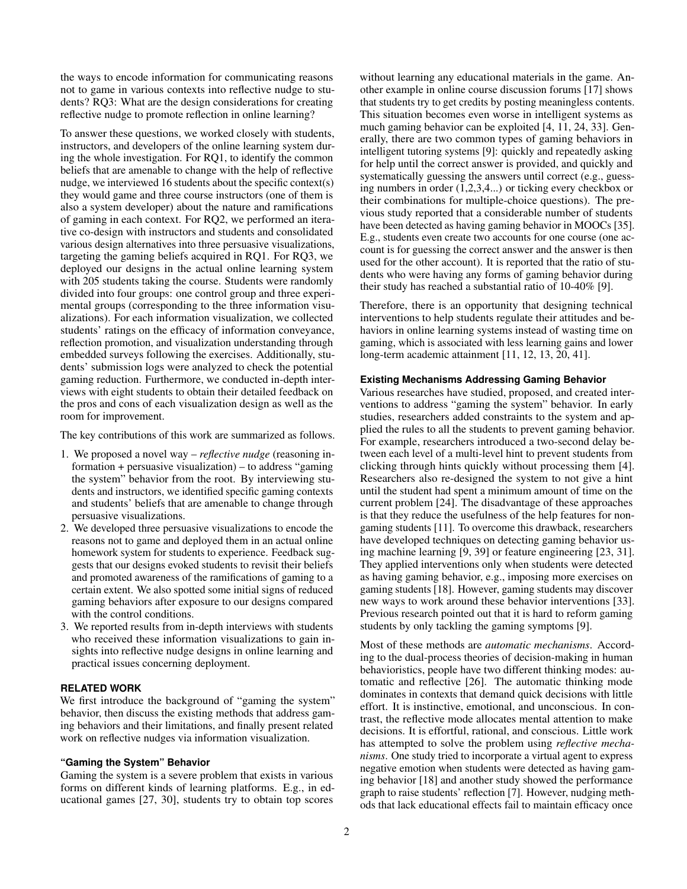the ways to encode information for communicating reasons not to game in various contexts into reflective nudge to students? RQ3: What are the design considerations for creating reflective nudge to promote reflection in online learning?

To answer these questions, we worked closely with students, instructors, and developers of the online learning system during the whole investigation. For RQ1, to identify the common beliefs that are amenable to change with the help of reflective nudge, we interviewed 16 students about the specific context(s) they would game and three course instructors (one of them is also a system developer) about the nature and ramifications of gaming in each context. For RQ2, we performed an iterative co-design with instructors and students and consolidated various design alternatives into three persuasive visualizations, targeting the gaming beliefs acquired in RQ1. For RQ3, we deployed our designs in the actual online learning system with 205 students taking the course. Students were randomly divided into four groups: one control group and three experimental groups (corresponding to the three information visualizations). For each information visualization, we collected students' ratings on the efficacy of information conveyance, reflection promotion, and visualization understanding through embedded surveys following the exercises. Additionally, students' submission logs were analyzed to check the potential gaming reduction. Furthermore, we conducted in-depth interviews with eight students to obtain their detailed feedback on the pros and cons of each visualization design as well as the room for improvement.

The key contributions of this work are summarized as follows.

1. We proposed a novel way – *reflective nudge* (reasoning information + persuasive visualization) – to address "gaming the system" behavior from the root. By interviewing students and instructors, we identified specific gaming contexts and students' beliefs that are amenable to change through persuasive visualizations.
2. We developed three persuasive visualizations to encode the reasons not to game and deployed them in an actual online homework system for students to experience. Feedback suggests that our designs evoked students to revisit their beliefs and promoted awareness of the ramifications of gaming to a certain extent. We also spotted some initial signs of reduced gaming behaviors after exposure to our designs compared with the control conditions.
3. We reported results from in-depth interviews with students who received these information visualizations to gain insights into reflective nudge designs in online learning and practical issues concerning deployment.

## RELATED WORK

We first introduce the background of "gaming the system" behavior, then discuss the existing methods that address gaming behaviors and their limitations, and finally present related work on reflective nudges via information visualization.

### "Gaming the System" Behavior

Gaming the system is a severe problem that exists in various forms on different kinds of learning platforms. E.g., in educational games [27, 30], students try to obtain top scores without learning any educational materials in the game. Another example in online course discussion forums [17] shows that students try to get credits by posting meaningless contents. This situation becomes even worse in intelligent systems as much gaming behavior can be exploited [4, 11, 24, 33]. Generally, there are two common types of gaming behaviors in intelligent tutoring systems [9]: quickly and repeatedly asking for help until the correct answer is provided, and quickly and systematically guessing the answers until correct (e.g., guessing numbers in order (1,2,3,4...) or ticking every checkbox or their combinations for multiple-choice questions). The previous study reported that a considerable number of students have been detected as having gaming behavior in MOOCs [35]. E.g., students even create two accounts for one course (one account is for guessing the correct answer and the answer is then used for the other account). It is reported that the ratio of students who were having any forms of gaming behavior during their study has reached a substantial ratio of 10-40% [9].

Therefore, there is an opportunity that designing technical interventions to help students regulate their attitudes and behaviors in online learning systems instead of wasting time on gaming, which is associated with less learning gains and lower long-term academic attainment [11, 12, 13, 20, 41].

### Existing Mechanisms Addressing Gaming Behavior

Various researches have studied, proposed, and created interventions to address "gaming the system" behavior. In early studies, researchers added constraints to the system and applied the rules to all the students to prevent gaming behavior. For example, researchers introduced a two-second delay between each level of a multi-level hint to prevent students from clicking through hints quickly without processing them [4]. Researchers also re-designed the system to not give a hint until the student had spent a minimum amount of time on the current problem [24]. The disadvantage of these approaches is that they reduce the usefulness of the help features for non-gaming students [11]. To overcome this drawback, researchers have developed techniques on detecting gaming behavior using machine learning [9, 39] or feature engineering [23, 31]. They applied interventions only when students were detected as having gaming behavior, e.g., imposing more exercises on gaming students [18]. However, gaming students may discover new ways to work around these behavior interventions [33]. Previous research pointed out that it is hard to reform gaming students by only tackling the gaming symptoms [9].

Most of these methods are *automatic mechanisms*. According to the dual-process theories of decision-making in human behavioristics, people have two different thinking modes: automatic and reflective [26]. The automatic thinking mode dominates in contexts that demand quick decisions with little effort. It is instinctive, emotional, and unconscious. In contrast, the reflective mode allocates mental attention to make decisions. It is effortful, rational, and conscious. Little work has attempted to solve the problem using *reflective mechanisms*. One study tried to incorporate a virtual agent to express negative emotion when students were detected as having gaming behavior [18] and another study showed the performance graph to raise students' reflection [7]. However, nudging methods that lack educational effects fail to maintain efficacy once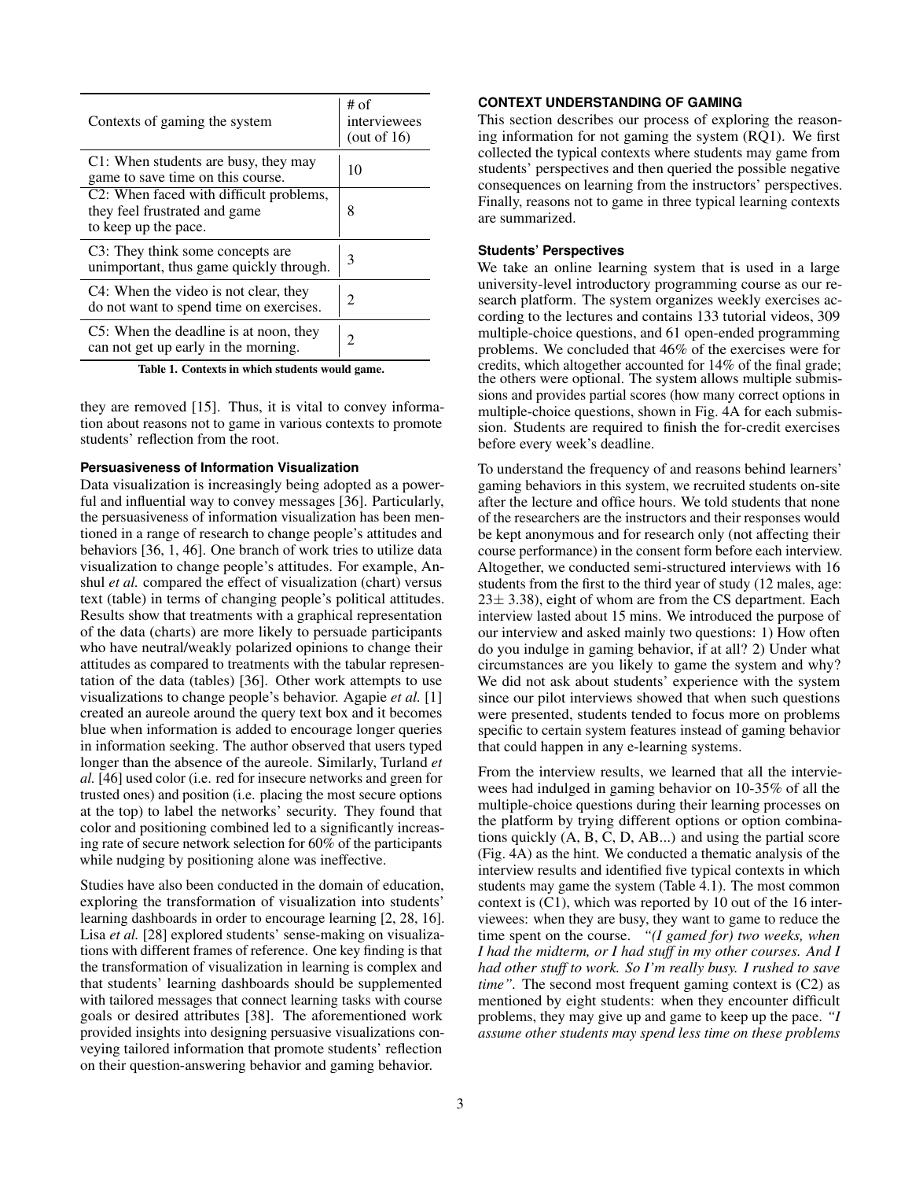| Contexts of gaming the system | # of interviewees (out of 16) |
|---|---|
| C1: When students are busy, they may game to save time on this course. | 10 |
| C2: When faced with difficult problems, they feel frustrated and game to keep up the pace. | 8 |
| C3: They think some concepts are unimportant, thus game quickly through. | 3 |
| C4: When the video is not clear, they do not want to spend time on exercises. | 2 |
| C5: When the deadline is at noon, they can not get up early in the morning. | 2 |

**Table 1. Contexts in which students would game.**

they are removed [15]. Thus, it is vital to convey information about reasons not to game in various contexts to promote students' reflection from the root.

### Persuasiveness of Information Visualization

Data visualization is increasingly being adopted as a powerful and influential way to convey messages [36]. Particularly, the persuasiveness of information visualization has been mentioned in a range of research to change people's attitudes and behaviors [36, 1, 46]. One branch of work tries to utilize data visualization to change people's attitudes. For example, Anshul *et al.* compared the effect of visualization (chart) versus text (table) in terms of changing people's political attitudes. Results show that treatments with a graphical representation of the data (charts) are more likely to persuade participants who have neutral/weakly polarized opinions to change their attitudes as compared to treatments with the tabular representation of the data (tables) [36]. Other work attempts to use visualizations to change people's behavior. Agapie *et al.* [1] created an aureole around the query text box and it becomes blue when information is added to encourage longer queries in information seeking. The author observed that users typed longer than the absence of the aureole. Similarly, Turland *et al.* [46] used color (i.e. red for insecure networks and green for trusted ones) and position (i.e. placing the most secure options at the top) to label the networks' security. They found that color and positioning combined led to a significantly increasing rate of secure network selection for 60% of the participants while nudging by positioning alone was ineffective.

Studies have also been conducted in the domain of education, exploring the transformation of visualization into students' learning dashboards in order to encourage learning [2, 28, 16]. Lisa *et al.* [28] explored students' sense-making on visualizations with different frames of reference. One key finding is that the transformation of visualization in learning is complex and that students' learning dashboards should be supplemented with tailored messages that connect learning tasks with course goals or desired attributes [38]. The aforementioned work provided insights into designing persuasive visualizations conveying tailored information that promote students' reflection on their question-answering behavior and gaming behavior.

## CONTEXT UNDERSTANDING OF GAMING

This section describes our process of exploring the reasoning information for not gaming the system (RQ1). We first collected the typical contexts where students may game from students' perspectives and then queried the possible negative consequences on learning from the instructors' perspectives. Finally, reasons not to game in three typical learning contexts are summarized.

### Students' Perspectives

We take an online learning system that is used in a large university-level introductory programming course as our research platform. The system organizes weekly exercises according to the lectures and contains 133 tutorial videos, 309 multiple-choice questions, and 61 open-ended programming problems. We concluded that 46% of the exercises were for credits, which altogether accounted for 14% of the final grade; the others were optional. The system allows multiple submissions and provides partial scores (how many correct options in multiple-choice questions, shown in Fig. 4A for each submission. Students are required to finish the for-credit exercises before every week's deadline.

To understand the frequency of and reasons behind learners' gaming behaviors in this system, we recruited students on-site after the lecture and office hours. We told students that none of the researchers are the instructors and their responses would be kept anonymous and for research only (not affecting their course performance) in the consent form before each interview. Altogether, we conducted semi-structured interviews with 16 students from the first to the third year of study (12 males, age: $23 \pm 3.38$), eight of whom are from the CS department. Each interview lasted about 15 mins. We introduced the purpose of our interview and asked mainly two questions: 1) How often do you indulge in gaming behavior, if at all? 2) Under what circumstances are you likely to game the system and why? We did not ask about students' experience with the system since our pilot interviews showed that when such questions were presented, students tended to focus more on problems specific to certain system features instead of gaming behavior that could happen in any e-learning systems.

From the interview results, we learned that all the interviewees had indulged in gaming behavior on 10-35% of all the multiple-choice questions during their learning processes on the platform by trying different options or option combinations quickly (A, B, C, D, AB...) and using the partial score (Fig. 4A) as the hint. We conducted a thematic analysis of the interview results and identified five typical contexts in which students may game the system (Table 4.1). The most common context is (C1), which was reported by 10 out of the 16 interviewees: when they are busy, they want to game to reduce the time spent on the course. *"(I gamed for) two weeks, when I had the midterm, or I had stuff in my other courses. And I had other stuff to work. So I'm really busy. I rushed to save time".* The second most frequent gaming context is (C2) as mentioned by eight students: when they encounter difficult problems, they may give up and game to keep up the pace. *"I assume other students may spend less time on these problems*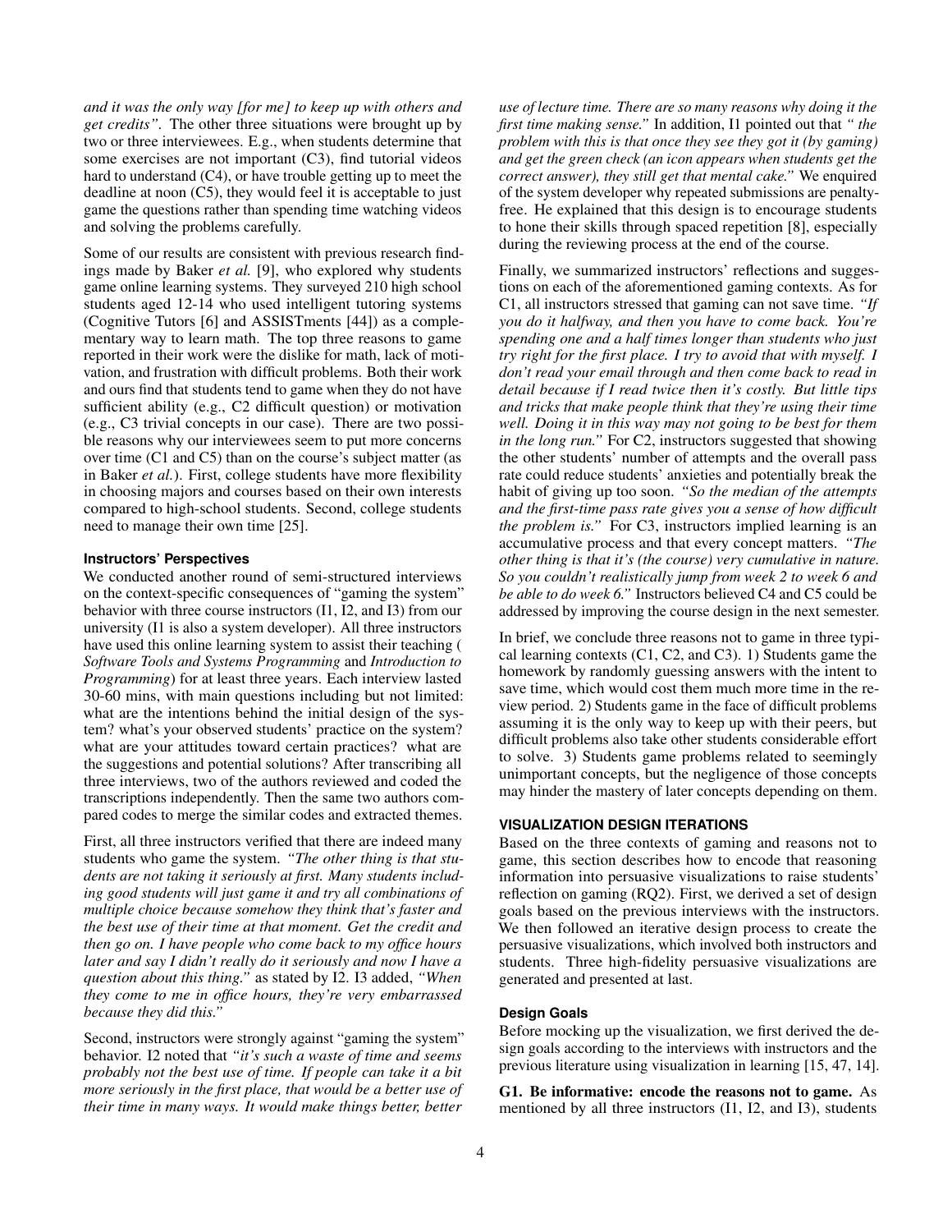*and it was the only way [for me] to keep up with others and get credits"*. The other three situations were brought up by two or three interviewees. E.g., when students determine that some exercises are not important (C3), find tutorial videos hard to understand (C4), or have trouble getting up to meet the deadline at noon (C5), they would feel it is acceptable to just game the questions rather than spending time watching videos and solving the problems carefully.

Some of our results are consistent with previous research findings made by Baker *et al.* [9], who explored why students game online learning systems. They surveyed 210 high school students aged 12-14 who used intelligent tutoring systems (Cognitive Tutors [6] and ASSISTments [44]) as a complementary way to learn math. The top three reasons to game reported in their work were the dislike for math, lack of motivation, and frustration with difficult problems. Both their work and ours find that students tend to game when they do not have sufficient ability (e.g., C2 difficult question) or motivation (e.g., C3 trivial concepts in our case). There are two possible reasons why our interviewees seem to put more concerns over time (C1 and C5) than on the course's subject matter (as in Baker *et al.*). First, college students have more flexibility in choosing majors and courses based on their own interests compared to high-school students. Second, college students need to manage their own time [25].

### Instructors' Perspectives

We conducted another round of semi-structured interviews on the context-specific consequences of "gaming the system" behavior with three course instructors (I1, I2, and I3) from our university (I1 is also a system developer). All three instructors have used this online learning system to assist their teaching ( *Software Tools and Systems Programming* and *Introduction to Programming*) for at least three years. Each interview lasted 30-60 mins, with main questions including but not limited: what are the intentions behind the initial design of the system? what's your observed students' practice on the system? what are your attitudes toward certain practices? what are the suggestions and potential solutions? After transcribing all three interviews, two of the authors reviewed and coded the transcriptions independently. Then the same two authors compared codes to merge the similar codes and extracted themes.

First, all three instructors verified that there are indeed many students who game the system. *"The other thing is that students are not taking it seriously at first. Many students including good students will just game it and try all combinations of multiple choice because somehow they think that's faster and the best use of their time at that moment. Get the credit and then go on. I have people who come back to my office hours later and say I didn't really do it seriously and now I have a question about this thing."* as stated by I2. I3 added, *"When they come to me in office hours, they're very embarrassed because they did this."*

Second, instructors were strongly against "gaming the system" behavior. I2 noted that *"it's such a waste of time and seems probably not the best use of time. If people can take it a bit more seriously in the first place, that would be a better use of their time in many ways. It would make things better, better use of lecture time. There are so many reasons why doing it the first time making sense."* In addition, I1 pointed out that *" the problem with this is that once they see they got it (by gaming) and get the green check (an icon appears when students get the correct answer), they still get that mental cake."* We enquired of the system developer why repeated submissions are penalty-free. He explained that this design is to encourage students to hone their skills through spaced repetition [8], especially during the reviewing process at the end of the course.

Finally, we summarized instructors' reflections and suggestions on each of the aforementioned gaming contexts. As for C1, all instructors stressed that gaming can not save time. *"If you do it halfway, and then you have to come back. You're spending one and a half times longer than students who just try right for the first place. I try to avoid that with myself. I don't read your email through and then come back to read in detail because if I read twice then it's costly. But little tips and tricks that make people think that they're using their time well. Doing it in this way may not going to be best for them in the long run."* For C2, instructors suggested that showing the other students' number of attempts and the overall pass rate could reduce students' anxieties and potentially break the habit of giving up too soon. *"So the median of the attempts and the first-time pass rate gives you a sense of how difficult the problem is."* For C3, instructors implied learning is an accumulative process and that every concept matters. *"The other thing is that it's (the course) very cumulative in nature. So you couldn't realistically jump from week 2 to week 6 and be able to do week 6."* Instructors believed C4 and C5 could be addressed by improving the course design in the next semester.

In brief, we conclude three reasons not to game in three typical learning contexts (C1, C2, and C3). 1) Students game the homework by randomly guessing answers with the intent to save time, which would cost them much more time in the review period. 2) Students game in the face of difficult problems assuming it is the only way to keep up with their peers, but difficult problems also take other students considerable effort to solve. 3) Students game problems related to seemingly unimportant concepts, but the negligence of those concepts may hinder the mastery of later concepts depending on them.

## VISUALIZATION DESIGN ITERATIONS

Based on the three contexts of gaming and reasons not to game, this section describes how to encode that reasoning information into persuasive visualizations to raise students' reflection on gaming (RQ2). First, we derived a set of design goals based on the previous interviews with the instructors. We then followed an iterative design process to create the persuasive visualizations, which involved both instructors and students. Three high-fidelity persuasive visualizations are generated and presented at last.

### Design Goals

Before mocking up the visualization, we first derived the design goals according to the interviews with instructors and the previous literature using visualization in learning [15, 47, 14].

**G1. Be informative: encode the reasons not to game.** As mentioned by all three instructors (I1, I2, and I3), students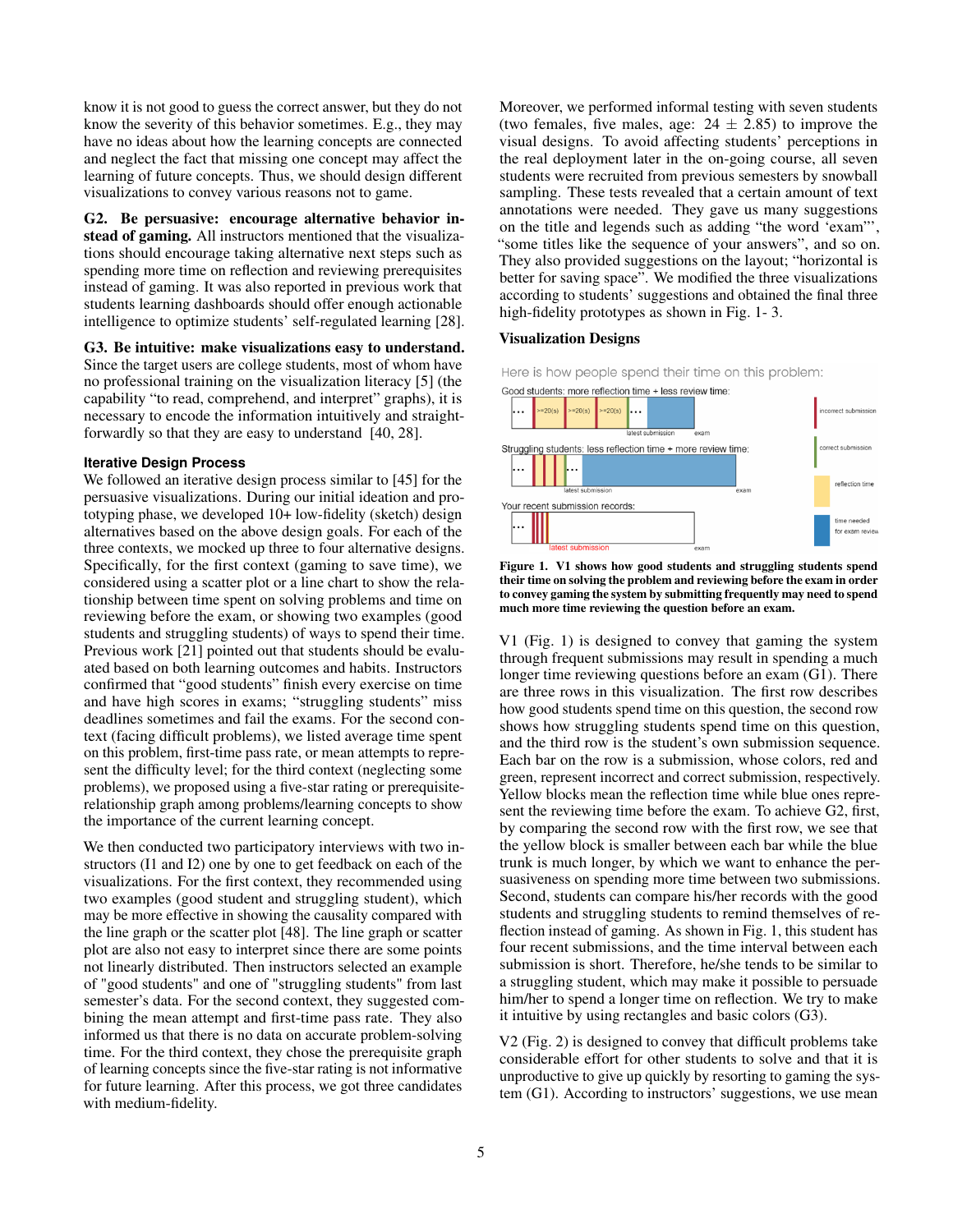know it is not good to guess the correct answer, but they do not know the severity of this behavior sometimes. E.g., they may have no ideas about how the learning concepts are connected and neglect the fact that missing one concept may affect the learning of future concepts. Thus, we should design different visualizations to convey various reasons not to game.

**G2. Be persuasive: encourage alternative behavior instead of gaming.** All instructors mentioned that the visualizations should encourage taking alternative next steps such as spending more time on reflection and reviewing prerequisites instead of gaming. It was also reported in previous work that students learning dashboards should offer enough actionable intelligence to optimize students' self-regulated learning [28].

**G3. Be intuitive: make visualizations easy to understand.** Since the target users are college students, most of whom have no professional training on the visualization literacy [5] (the capability "to read, comprehend, and interpret" graphs), it is necessary to encode the information intuitively and straightforwardly so that they are easy to understand [40, 28].

### Iterative Design Process

We followed an iterative design process similar to [45] for the persuasive visualizations. During our initial ideation and prototyping phase, we developed 10+ low-fidelity (sketch) design alternatives based on the above design goals. For each of the three contexts, we mocked up three to four alternative designs. Specifically, for the first context (gaming to save time), we considered using a scatter plot or a line chart to show the relationship between time spent on solving problems and time on reviewing before the exam, or showing two examples (good students and struggling students) of ways to spend their time. Previous work [21] pointed out that students should be evaluated based on both learning outcomes and habits. Instructors confirmed that "good students" finish every exercise on time and have high scores in exams; "struggling students" miss deadlines sometimes and fail the exams. For the second context (facing difficult problems), we listed average time spent on this problem, first-time pass rate, or mean attempts to represent the difficulty level; for the third context (neglecting some problems), we proposed using a five-star rating or prerequisite-relationship graph among problems/learning concepts to show the importance of the current learning concept.

We then conducted two participatory interviews with two instructors (I1 and I2) one by one to get feedback on each of the visualizations. For the first context, they recommended using two examples (good student and struggling student), which may be more effective in showing the causality compared with the line graph or the scatter plot [48]. The line graph or scatter plot are also not easy to interpret since there are some points not linearly distributed. Then instructors selected an example of "good students" and one of "struggling students" from last semester's data. For the second context, they suggested combining the mean attempt and first-time pass rate. They also informed us that there is no data on accurate problem-solving time. For the third context, they chose the prerequisite graph of learning concepts since the five-star rating is not informative for future learning. After this process, we got three candidates with medium-fidelity.

Moreover, we performed informal testing with seven students (two females, five males, age: $24 \pm 2.85$) to improve the visual designs. To avoid affecting students' perceptions in the real deployment later in the on-going course, all seven students were recruited from previous semesters by snowball sampling. These tests revealed that a certain amount of text annotations were needed. They gave us many suggestions on the title and legends such as adding "the word 'exam'", "some titles like the sequence of your answers", and so on. They also provided suggestions on the layout; "horizontal is better for saving space". We modified the three visualizations according to students' suggestions and obtained the final three high-fidelity prototypes as shown in Fig. 1- 3.

### Visualization Designs

Here is how people spend their time on this problem:

Good students: more reflection time + less review time:

Struggling students: less reflection time + more review time:

Your recent submission records:

**Figure 1. V1 shows how good students and struggling students spend their time on solving the problem and reviewing before the exam in order to convey gaming the system by submitting frequently may need to spend much more time reviewing the question before an exam.**

V1 (Fig. 1) is designed to convey that gaming the system through frequent submissions may result in spending a much longer time reviewing questions before an exam (G1). There are three rows in this visualization. The first row describes how good students spend time on this question, the second row shows how struggling students spend time on this question, and the third row is the student's own submission sequence. Each bar on the row is a submission, whose colors, red and green, represent incorrect and correct submission, respectively. Yellow blocks mean the reflection time while blue ones represent the reviewing time before the exam. To achieve G2, first, by comparing the second row with the first row, we see that the yellow block is smaller between each bar while the blue trunk is much longer, by which we want to enhance the persuasiveness on spending more time between two submissions. Second, students can compare his/her records with the good students and struggling students to remind themselves of reflection instead of gaming. As shown in Fig. 1, this student has four recent submissions, and the time interval between each submission is short. Therefore, he/she tends to be similar to a struggling student, which may make it possible to persuade him/her to spend a longer time on reflection. We try to make it intuitive by using rectangles and basic colors (G3).

V2 (Fig. 2) is designed to convey that difficult problems take considerable effort for other students to solve and that it is unproductive to give up quickly by resorting to gaming the system (G1). According to instructors' suggestions, we use mean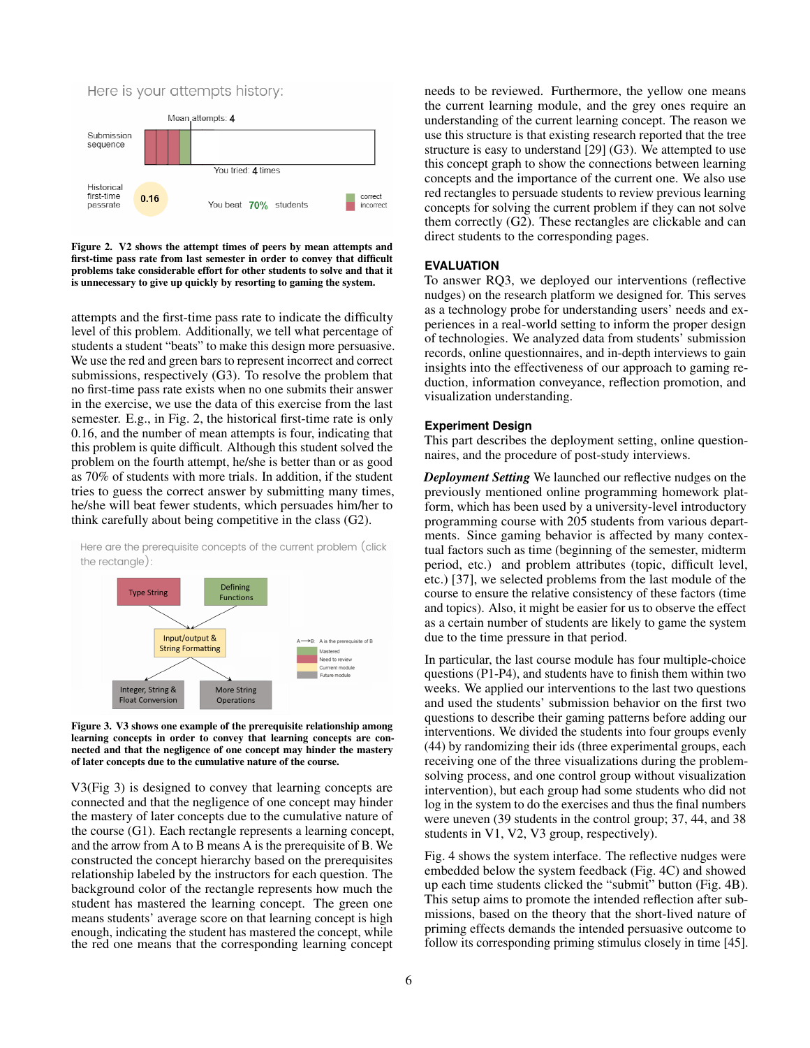Here is your attempts history:

Mean attempts: 4

Submission sequence

You tried: 4 times

Historical first-time passrate 0.16 You beat 70% students

correct incorrect

Figure 2. V2 shows the attempt times of peers by mean attempts and first-time pass rate from last semester in order to convey that difficult problems take considerable effort for other students to solve and that it is unnecessary to give up quickly by resorting to gaming the system.

attempts and the first-time pass rate to indicate the difficulty level of this problem. Additionally, we tell what percentage of students a student "beats" to make this design more persuasive. We use the red and green bars to represent incorrect and correct submissions, respectively (G3). To resolve the problem that no first-time pass rate exists when no one submits their answer in the exercise, we use the data of this exercise from the last semester. E.g., in Fig. 2, the historical first-time rate is only 0.16, and the number of mean attempts is four, indicating that this problem is quite difficult. Although this student solved the problem on the fourth attempt, he/she is better than or as good as 70% of students with more trials. In addition, if the student tries to guess the correct answer by submitting many times, he/she will beat fewer students, which persuades him/her to think carefully about being competitive in the class (G2).

Here are the prerequisite concepts of the current problem (click the rectangle):

Type String · Defining Functions · Input/output & String Formatting · Integer, String & Float Conversion · More String Operations

A → B: A is the prerequisite of B; Mastered; Need to review; Current module; Future module

Figure 3. V3 shows one example of the prerequisite relationship among learning concepts in order to convey that learning concepts are connected and that the negligence of one concept may hinder the mastery of later concepts due to the cumulative nature of the course.

V3(Fig 3) is designed to convey that learning concepts are connected and that the negligence of one concept may hinder the mastery of later concepts due to the cumulative nature of the course (G1). Each rectangle represents a learning concept, and the arrow from A to B means A is the prerequisite of B. We constructed the concept hierarchy based on the prerequisites relationship labeled by the instructors for each question. The background color of the rectangle represents how much the student has mastered the learning concept. The green one means students' average score on that learning concept is high enough, indicating the student has mastered the concept, while the red one means that the corresponding learning concept needs to be reviewed. Furthermore, the yellow one means the current learning module, and the grey ones require an understanding of the current learning concept. The reason we use this structure is that existing research reported that the tree structure is easy to understand [29] (G3). We attempted to use this concept graph to show the connections between learning concepts and the importance of the current one. We also use red rectangles to persuade students to review previous learning concepts for solving the current problem if they can not solve them correctly (G2). These rectangles are clickable and can direct students to the corresponding pages.

## EVALUATION

To answer RQ3, we deployed our interventions (reflective nudges) on the research platform we designed for. This serves as a technology probe for understanding users' needs and experiences in a real-world setting to inform the proper design of technologies. We analyzed data from students' submission records, online questionnaires, and in-depth interviews to gain insights into the effectiveness of our approach to gaming reduction, information conveyance, reflection promotion, and visualization understanding.

### Experiment Design

This part describes the deployment setting, online questionnaires, and the procedure of post-study interviews.

***Deployment Setting*** We launched our reflective nudges on the previously mentioned online programming homework platform, which has been used by a university-level introductory programming course with 205 students from various departments. Since gaming behavior is affected by many contextual factors such as time (beginning of the semester, midterm period, etc.) and problem attributes (topic, difficult level, etc.) [37], we selected problems from the last module of the course to ensure the relative consistency of these factors (time and topics). Also, it might be easier for us to observe the effect as a certain number of students are likely to game the system due to the time pressure in that period.

In particular, the last course module has four multiple-choice questions (P1-P4), and students have to finish them within two weeks. We applied our interventions to the last two questions and used the students' submission behavior on the first two questions to describe their gaming patterns before adding our interventions. We divided the students into four groups evenly (44) by randomizing their ids (three experimental groups, each receiving one of the three visualizations during the problem-solving process, and one control group without visualization intervention), but each group had some students who did not log in the system to do the exercises and thus the final numbers were uneven (39 students in the control group; 37, 44, and 38 students in V1, V2, V3 group, respectively).

Fig. 4 shows the system interface. The reflective nudges were embedded below the system feedback (Fig. 4C) and showed up each time students clicked the "submit" button (Fig. 4B). This setup aims to promote the intended reflection after submissions, based on the theory that the short-lived nature of priming effects demands the intended persuasive outcome to follow its corresponding priming stimulus closely in time [45].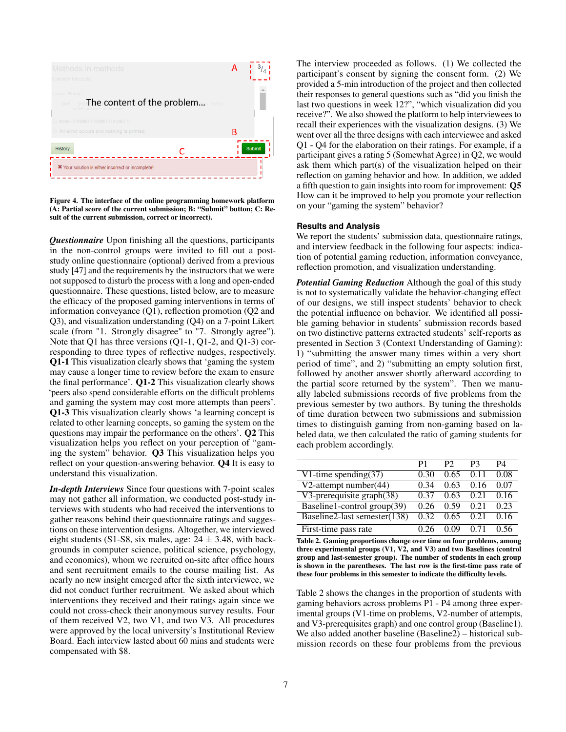Figure 4. The interface of the online programming homework platform (A: Partial score of the current submission; B: "Submit" button; C: Result of the current submission, correct or incorrect).

***Questionnaire*** Upon finishing all the questions, participants in the non-control groups were invited to fill out a post-study online questionnaire (optional) derived from a previous study [47] and the requirements by the instructors that we were not supposed to disturb the process with a long and open-ended questionnaire. These questions, listed below, are to measure the efficacy of the proposed gaming interventions in terms of information conveyance (Q1), reflection promotion (Q2 and Q3), and visualization understanding (Q4) on a 7-point Likert scale (from "1. Strongly disagree" to "7. Strongly agree"). Note that Q1 has three versions (Q1-1, Q1-2, and Q1-3) corresponding to three types of reflective nudges, respectively. **Q1-1** This visualization clearly shows that 'gaming the system may cause a longer time to review before the exam to ensure the final performance'. **Q1-2** This visualization clearly shows 'peers also spend considerable efforts on the difficult problems and gaming the system may cost more attempts than peers'. **Q1-3** This visualization clearly shows 'a learning concept is related to other learning concepts, so gaming the system on the questions may impair the performance on the others'. **Q2** This visualization helps you reflect on your perception of "gaming the system" behavior. **Q3** This visualization helps you reflect on your question-answering behavior. **Q4** It is easy to understand this visualization.

***In-depth Interviews*** Since four questions with 7-point scales may not gather all information, we conducted post-study interviews with students who had received the interventions to gather reasons behind their questionnaire ratings and suggestions on these intervention designs. Altogether, we interviewed eight students (S1-S8, six males, age: $24 \pm 3.48$, with backgrounds in computer science, political science, psychology, and economics), whom we recruited on-site after office hours and sent recruitment emails to the course mailing list. As nearly no new insight emerged after the sixth interviewee, we did not conduct further recruitment. We asked about which interventions they received and their ratings again since we could not cross-check their anonymous survey results. Four of them received V2, two V1, and two V3. All procedures were approved by the local university's Institutional Review Board. Each interview lasted about 60 mins and students were compensated with $8.

The interview proceeded as follows. (1) We collected the participant's consent by signing the consent form. (2) We provided a 5-min introduction of the project and then collected their responses to general questions such as "did you finish the last two questions in week 12?", "which visualization did you receive?". We also showed the platform to help interviewees to recall their experiences with the visualization designs. (3) We went over all the three designs with each interviewee and asked Q1 - Q4 for the elaboration on their ratings. For example, if a participant gives a rating 5 (Somewhat Agree) in Q2, we would ask them which part(s) of the visualization helped on their reflection on gaming behavior and how. In addition, we added a fifth question to gain insights into room for improvement: **Q5** How can it be improved to help you promote your reflection on your "gaming the system" behavior?

### Results and Analysis

We report the students' submission data, questionnaire ratings, and interview feedback in the following four aspects: indication of potential gaming reduction, information conveyance, reflection promotion, and visualization understanding.

***Potential Gaming Reduction*** Although the goal of this study is not to systematically validate the behavior-changing effect of our designs, we still inspect students' behavior to check the potential influence on behavior. We identified all possible gaming behavior in students' submission records based on two distinctive patterns extracted students' self-reports as presented in Section 3 (Context Understanding of Gaming): 1) "submitting the answer many times within a very short period of time", and 2) "submitting an empty solution first, followed by another answer shortly afterward according to the partial score returned by the system". Then we manually labeled submissions records of five problems from the previous semester by two authors. By tuning the thresholds of time duration between two submissions and submission times to distinguish gaming from non-gaming based on labeled data, we then calculated the ratio of gaming students for each problem accordingly.

| | P1 | P2 | P3 | P4 |
|---|---|---|---|---|
| V1-time spending(37) | 0.30 | 0.65 | 0.11 | 0.08 |
| V2-attempt number(44) | 0.34 | 0.63 | 0.16 | 0.07 |
| V3-prerequisite graph(38) | 0.37 | 0.63 | 0.21 | 0.16 |
| Baseline1-control group(39) | 0.26 | 0.59 | 0.21 | 0.23 |
| Baseline2-last semester(138) | 0.32 | 0.65 | 0.21 | 0.16 |
| First-time pass rate | 0.26 | 0.09 | 0.71 | 0.56 |

Table 2. Gaming proportions change over time on four problems, among three experimental groups (V1, V2, and V3) and two Baselines (control group and last-semester group). The number of students in each group is shown in the parentheses. The last row is the first-time pass rate of these four problems in this semester to indicate the difficulty levels.

Table 2 shows the changes in the proportion of students with gaming behaviors across problems P1 - P4 among three experimental groups (V1-time on problems, V2-number of attempts, and V3-prerequisites graph) and one control group (Baseline1). We also added another baseline (Baseline2) – historical submission records on these four problems from the previous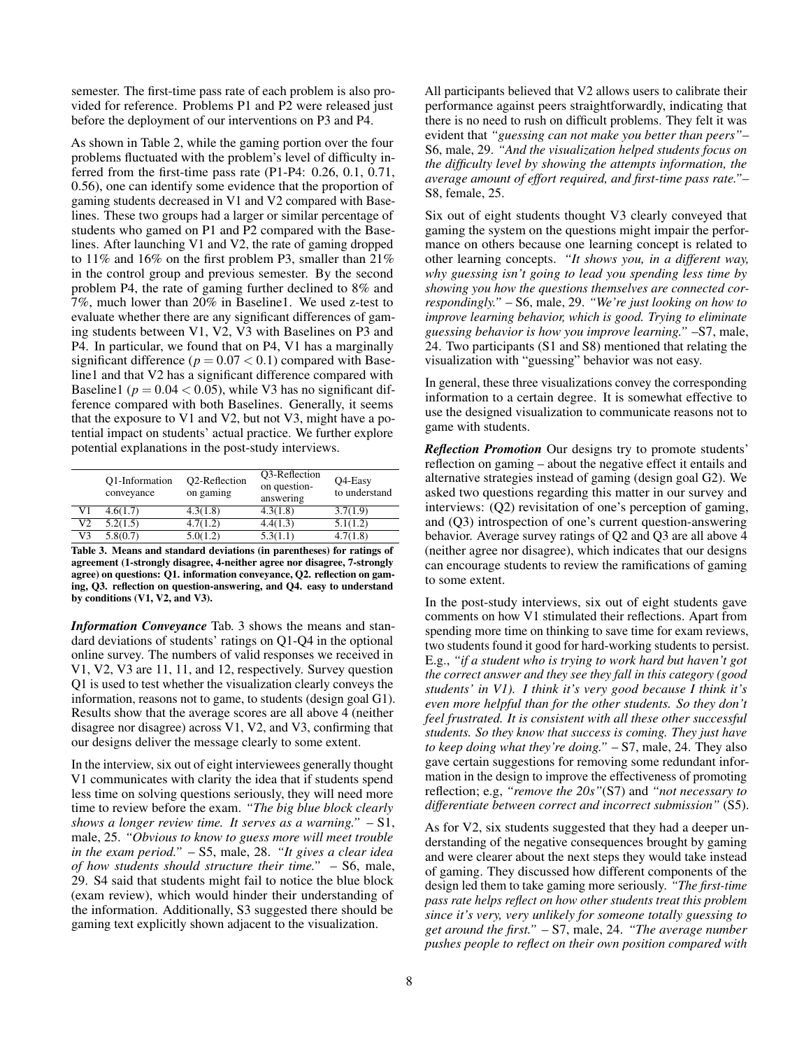semester. The first-time pass rate of each problem is also provided for reference. Problems P1 and P2 were released just before the deployment of our interventions on P3 and P4.

As shown in Table 2, while the gaming portion over the four problems fluctuated with the problem's level of difficulty inferred from the first-time pass rate (P1-P4: 0.26, 0.1, 0.71, 0.56), one can identify some evidence that the proportion of gaming students decreased in V1 and V2 compared with Baselines. These two groups had a larger or similar percentage of students who gamed on P1 and P2 compared with the Baselines. After launching V1 and V2, the rate of gaming dropped to 11% and 16% on the first problem P3, smaller than 21% in the control group and previous semester. By the second problem P4, the rate of gaming further declined to 8% and 7%, much lower than 20% in Baseline1. We used z-test to evaluate whether there are any significant differences of gaming students between V1, V2, V3 with Baselines on P3 and P4. In particular, we found that on P4, V1 has a marginally significant difference ($p = 0.07 < 0.1$) compared with Baseline1 and that V2 has a significant difference compared with Baseline1 ($p = 0.04 < 0.05$), while V3 has no significant difference compared with both Baselines. Generally, it seems that the exposure to V1 and V2, but not V3, might have a potential impact on students' actual practice. We further explore potential explanations in the post-study interviews.

| | Q1-Information conveyance | Q2-Reflection on gaming | Q3-Reflection on question-answering | Q4-Easy to understand |
|---|---|---|---|---|
| V1 | 4.6(1.7) | 4.3(1.8) | 4.3(1.8) | 3.7(1.9) |
| V2 | 5.2(1.5) | 4.7(1.2) | 4.4(1.3) | 5.1(1.2) |
| V3 | 5.8(0.7) | 5.0(1.2) | 5.3(1.1) | 4.7(1.8) |

**Table 3. Means and standard deviations (in parentheses) for ratings of agreement (1-strongly disagree, 4-neither agree nor disagree, 7-strongly agree) on questions: Q1. information conveyance, Q2. reflection on gaming, Q3. reflection on question-answering, and Q4. easy to understand by conditions (V1, V2, and V3).**

***Information Conveyance*** Tab. 3 shows the means and standard deviations of students' ratings on Q1-Q4 in the optional online survey. The numbers of valid responses we received in V1, V2, V3 are 11, 11, and 12, respectively. Survey question Q1 is used to test whether the visualization clearly conveys the information, reasons not to game, to students (design goal G1). Results show that the average scores are all above 4 (neither disagree nor disagree) across V1, V2, and V3, confirming that our designs deliver the message clearly to some extent.

In the interview, six out of eight interviewees generally thought V1 communicates with clarity the idea that if students spend less time on solving questions seriously, they will need more time to review before the exam. *"The big blue block clearly shows a longer review time. It serves as a warning."* – S1, male, 25. *"Obvious to know to guess more will meet trouble in the exam period."* – S5, male, 28. *"It gives a clear idea of how students should structure their time."* – S6, male, 29. S4 said that students might fail to notice the blue block (exam review), which would hinder their understanding of the information. Additionally, S3 suggested there should be gaming text explicitly shown adjacent to the visualization.

All participants believed that V2 allows users to calibrate their performance against peers straightforwardly, indicating that there is no need to rush on difficult problems. They felt it was evident that *"guessing can not make you better than peers"*– S6, male, 29. *"And the visualization helped students focus on the difficulty level by showing the attempts information, the average amount of effort required, and first-time pass rate."*– S8, female, 25.

Six out of eight students thought V3 clearly conveyed that gaming the system on the questions might impair the performance on others because one learning concept is related to other learning concepts. *"It shows you, in a different way, why guessing isn't going to lead you spending less time by showing you how the questions themselves are connected correspondingly."* – S6, male, 29. *"We're just looking on how to improve learning behavior, which is good. Trying to eliminate guessing behavior is how you improve learning."* –S7, male, 24. Two participants (S1 and S8) mentioned that relating the visualization with "guessing" behavior was not easy.

In general, these three visualizations convey the corresponding information to a certain degree. It is somewhat effective to use the designed visualization to communicate reasons not to game with students.

***Reflection Promotion*** Our designs try to promote students' reflection on gaming – about the negative effect it entails and alternative strategies instead of gaming (design goal G2). We asked two questions regarding this matter in our survey and interviews: (Q2) revisitation of one's perception of gaming, and (Q3) introspection of one's current question-answering behavior. Average survey ratings of Q2 and Q3 are all above 4 (neither agree nor disagree), which indicates that our designs can encourage students to review the ramifications of gaming to some extent.

In the post-study interviews, six out of eight students gave comments on how V1 stimulated their reflections. Apart from spending more time on thinking to save time for exam reviews, two students found it good for hard-working students to persist. E.g., *"if a student who is trying to work hard but haven't got the correct answer and they see they fall in this category (good students' in V1). I think it's very good because I think it's even more helpful than for the other students. So they don't feel frustrated. It is consistent with all these other successful students. So they know that success is coming. They just have to keep doing what they're doing."* – S7, male, 24. They also gave certain suggestions for removing some redundant information in the design to improve the effectiveness of promoting reflection; e.g, *"remove the 20s"*(S7) and *"not necessary to differentiate between correct and incorrect submission"* (S5).

As for V2, six students suggested that they had a deeper understanding of the negative consequences brought by gaming and were clearer about the next steps they would take instead of gaming. They discussed how different components of the design led them to take gaming more seriously. *"The first-time pass rate helps reflect on how other students treat this problem since it's very, very unlikely for someone totally guessing to get around the first."* – S7, male, 24. *"The average number pushes people to reflect on their own position compared with*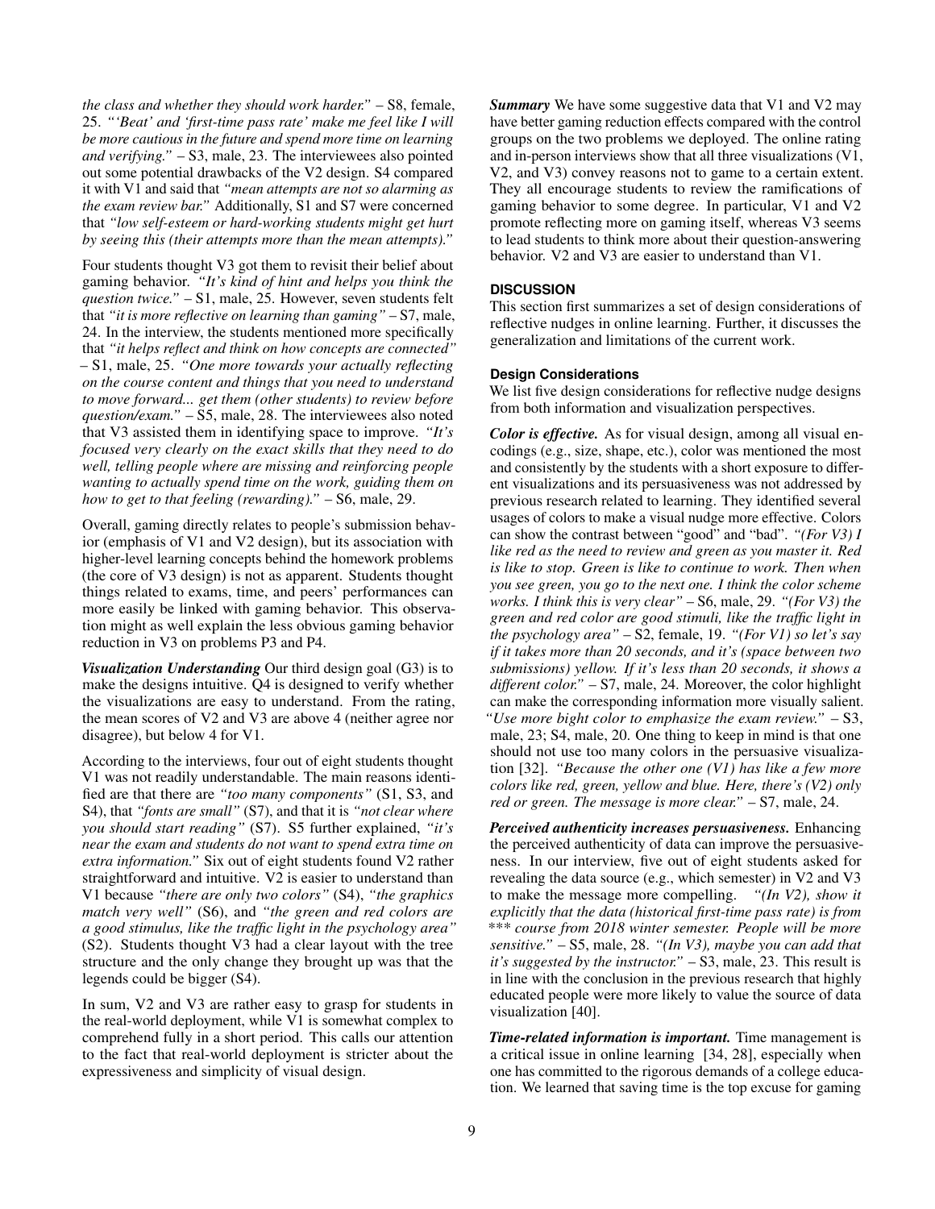*the class and whether they should work harder."* – S8, female, 25. *"'Beat' and 'first-time pass rate' make me feel like I will be more cautious in the future and spend more time on learning and verifying."* – S3, male, 23. The interviewees also pointed out some potential drawbacks of the V2 design. S4 compared it with V1 and said that *"mean attempts are not so alarming as the exam review bar."* Additionally, S1 and S7 were concerned that *"low self-esteem or hard-working students might get hurt by seeing this (their attempts more than the mean attempts)."*

Four students thought V3 got them to revisit their belief about gaming behavior. *"It's kind of hint and helps you think the question twice."* – S1, male, 25. However, seven students felt that *"it is more reflective on learning than gaming"* – S7, male, 24. In the interview, the students mentioned more specifically that *"it helps reflect and think on how concepts are connected"* – S1, male, 25. *"One more towards your actually reflecting on the course content and things that you need to understand to move forward... get them (other students) to review before question/exam."* – S5, male, 28. The interviewees also noted that V3 assisted them in identifying space to improve. *"It's focused very clearly on the exact skills that they need to do well, telling people where are missing and reinforcing people wanting to actually spend time on the work, guiding them on how to get to that feeling (rewarding)."* – S6, male, 29.

Overall, gaming directly relates to people's submission behavior (emphasis of V1 and V2 design), but its association with higher-level learning concepts behind the homework problems (the core of V3 design) is not as apparent. Students thought things related to exams, time, and peers' performances can more easily be linked with gaming behavior. This observation might as well explain the less obvious gaming behavior reduction in V3 on problems P3 and P4.

***Visualization Understanding*** Our third design goal (G3) is to make the designs intuitive. Q4 is designed to verify whether the visualizations are easy to understand. From the rating, the mean scores of V2 and V3 are above 4 (neither agree nor disagree), but below 4 for V1.

According to the interviews, four out of eight students thought V1 was not readily understandable. The main reasons identified are that there are *"too many components"* (S1, S3, and S4), that *"fonts are small"* (S7), and that it is *"not clear where you should start reading"* (S7). S5 further explained, *"it's near the exam and students do not want to spend extra time on extra information."* Six out of eight students found V2 rather straightforward and intuitive. V2 is easier to understand than V1 because *"there are only two colors"* (S4), *"the graphics match very well"* (S6), and *"the green and red colors are a good stimulus, like the traffic light in the psychology area"* (S2). Students thought V3 had a clear layout with the tree structure and the only change they brought up was that the legends could be bigger (S4).

In sum, V2 and V3 are rather easy to grasp for students in the real-world deployment, while V1 is somewhat complex to comprehend fully in a short period. This calls our attention to the fact that real-world deployment is stricter about the expressiveness and simplicity of visual design.

***Summary*** We have some suggestive data that V1 and V2 may have better gaming reduction effects compared with the control groups on the two problems we deployed. The online rating and in-person interviews show that all three visualizations (V1, V2, and V3) convey reasons not to game to a certain extent. They all encourage students to review the ramifications of gaming behavior to some degree. In particular, V1 and V2 promote reflecting more on gaming itself, whereas V3 seems to lead students to think more about their question-answering behavior. V2 and V3 are easier to understand than V1.

## DISCUSSION

This section first summarizes a set of design considerations of reflective nudges in online learning. Further, it discusses the generalization and limitations of the current work.

### Design Considerations

We list five design considerations for reflective nudge designs from both information and visualization perspectives.

***Color is effective.*** As for visual design, among all visual encodings (e.g., size, shape, etc.), color was mentioned the most and consistently by the students with a short exposure to different visualizations and its persuasiveness was not addressed by previous research related to learning. They identified several usages of colors to make a visual nudge more effective. Colors can show the contrast between "good" and "bad". *"(For V3) I like red as the need to review and green as you master it. Red is like to stop. Green is like to continue to work. Then when you see green, you go to the next one. I think the color scheme works. I think this is very clear"* – S6, male, 29. *"(For V3) the green and red color are good stimuli, like the traffic light in the psychology area"* – S2, female, 19. *"(For V1) so let's say if it takes more than 20 seconds, and it's (space between two submissions) yellow. If it's less than 20 seconds, it shows a different color."* – S7, male, 24. Moreover, the color highlight can make the corresponding information more visually salient. *"Use more bight color to emphasize the exam review."* – S3, male, 23; S4, male, 20. One thing to keep in mind is that one should not use too many colors in the persuasive visualization [32]. *"Because the other one (V1) has like a few more colors like red, green, yellow and blue. Here, there's (V2) only red or green. The message is more clear."* – S7, male, 24.

***Perceived authenticity increases persuasiveness.*** Enhancing the perceived authenticity of data can improve the persuasiveness. In our interview, five out of eight students asked for revealing the data source (e.g., which semester) in V2 and V3 to make the message more compelling. *"(In V2), show it explicitly that the data (historical first-time pass rate) is from \*\*\* course from 2018 winter semester. People will be more sensitive."* – S5, male, 28. *"(In V3), maybe you can add that it's suggested by the instructor."* – S3, male, 23. This result is in line with the conclusion in the previous research that highly educated people were more likely to value the source of data visualization [40].

***Time-related information is important.*** Time management is a critical issue in online learning [34, 28], especially when one has committed to the rigorous demands of a college education. We learned that saving time is the top excuse for gaming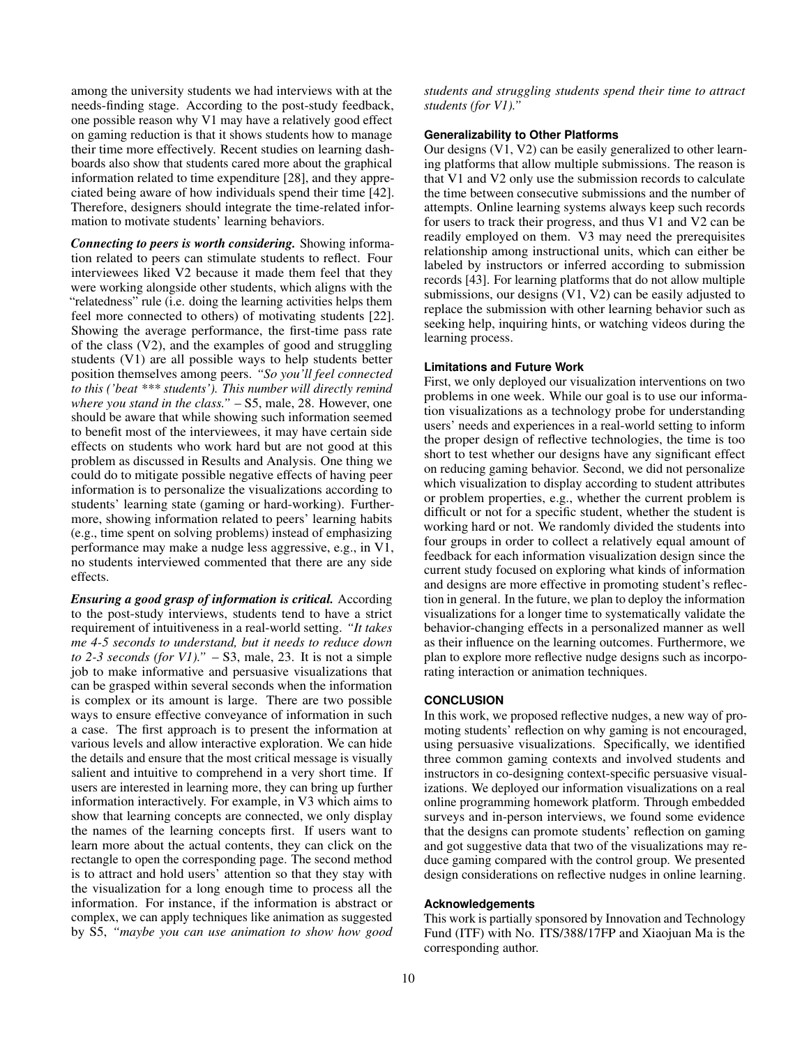among the university students we had interviews with at the needs-finding stage. According to the post-study feedback, one possible reason why V1 may have a relatively good effect on gaming reduction is that it shows students how to manage their time more effectively. Recent studies on learning dashboards also show that students cared more about the graphical information related to time expenditure [28], and they appreciated being aware of how individuals spend their time [42]. Therefore, designers should integrate the time-related information to motivate students' learning behaviors.

***Connecting to peers is worth considering.*** Showing information related to peers can stimulate students to reflect. Four interviewees liked V2 because it made them feel that they were working alongside other students, which aligns with the "relatedness" rule (i.e. doing the learning activities helps them feel more connected to others) of motivating students [22]. Showing the average performance, the first-time pass rate of the class (V2), and the examples of good and struggling students (V1) are all possible ways to help students better position themselves among peers. *"So you'll feel connected to this ('beat *** students'). This number will directly remind where you stand in the class."* – S5, male, 28. However, one should be aware that while showing such information seemed to benefit most of the interviewees, it may have certain side effects on students who work hard but are not good at this problem as discussed in Results and Analysis. One thing we could do to mitigate possible negative effects of having peer information is to personalize the visualizations according to students' learning state (gaming or hard-working). Furthermore, showing information related to peers' learning habits (e.g., time spent on solving problems) instead of emphasizing performance may make a nudge less aggressive, e.g., in V1, no students interviewed commented that there are any side effects.

***Ensuring a good grasp of information is critical.*** According to the post-study interviews, students tend to have a strict requirement of intuitiveness in a real-world setting. *"It takes me 4-5 seconds to understand, but it needs to reduce down to 2-3 seconds (for V1)."* – S3, male, 23. It is not a simple job to make informative and persuasive visualizations that can be grasped within several seconds when the information is complex or its amount is large. There are two possible ways to ensure effective conveyance of information in such a case. The first approach is to present the information at various levels and allow interactive exploration. We can hide the details and ensure that the most critical message is visually salient and intuitive to comprehend in a very short time. If users are interested in learning more, they can bring up further information interactively. For example, in V3 which aims to show that learning concepts are connected, we only display the names of the learning concepts first. If users want to learn more about the actual contents, they can click on the rectangle to open the corresponding page. The second method is to attract and hold users' attention so that they stay with the visualization for a long enough time to process all the information. For instance, if the information is abstract or complex, we can apply techniques like animation as suggested by S5, *"maybe you can use animation to show how good students and struggling students spend their time to attract students (for V1)."*

### Generalizability to Other Platforms

Our designs (V1, V2) can be easily generalized to other learning platforms that allow multiple submissions. The reason is that V1 and V2 only use the submission records to calculate the time between consecutive submissions and the number of attempts. Online learning systems always keep such records for users to track their progress, and thus V1 and V2 can be readily employed on them. V3 may need the prerequisites relationship among instructional units, which can either be labeled by instructors or inferred according to submission records [43]. For learning platforms that do not allow multiple submissions, our designs (V1, V2) can be easily adjusted to replace the submission with other learning behavior such as seeking help, inquiring hints, or watching videos during the learning process.

### Limitations and Future Work

First, we only deployed our visualization interventions on two problems in one week. While our goal is to use our information visualizations as a technology probe for understanding users' needs and experiences in a real-world setting to inform the proper design of reflective technologies, the time is too short to test whether our designs have any significant effect on reducing gaming behavior. Second, we did not personalize which visualization to display according to student attributes or problem properties, e.g., whether the current problem is difficult or not for a specific student, whether the student is working hard or not. We randomly divided the students into four groups in order to collect a relatively equal amount of feedback for each information visualization design since the current study focused on exploring what kinds of information and designs are more effective in promoting student's reflection in general. In the future, we plan to deploy the information visualizations for a longer time to systematically validate the behavior-changing effects in a personalized manner as well as their influence on the learning outcomes. Furthermore, we plan to explore more reflective nudge designs such as incorporating interaction or animation techniques.

## CONCLUSION

In this work, we proposed reflective nudges, a new way of promoting students' reflection on why gaming is not encouraged, using persuasive visualizations. Specifically, we identified three common gaming contexts and involved students and instructors in co-designing context-specific persuasive visualizations. We deployed our information visualizations on a real online programming homework platform. Through embedded surveys and in-person interviews, we found some evidence that the designs can promote students' reflection on gaming and got suggestive data that two of the visualizations may reduce gaming compared with the control group. We presented design considerations on reflective nudges in online learning.

### Acknowledgements

This work is partially sponsored by Innovation and Technology Fund (ITF) with No. ITS/388/17FP and Xiaojuan Ma is the corresponding author.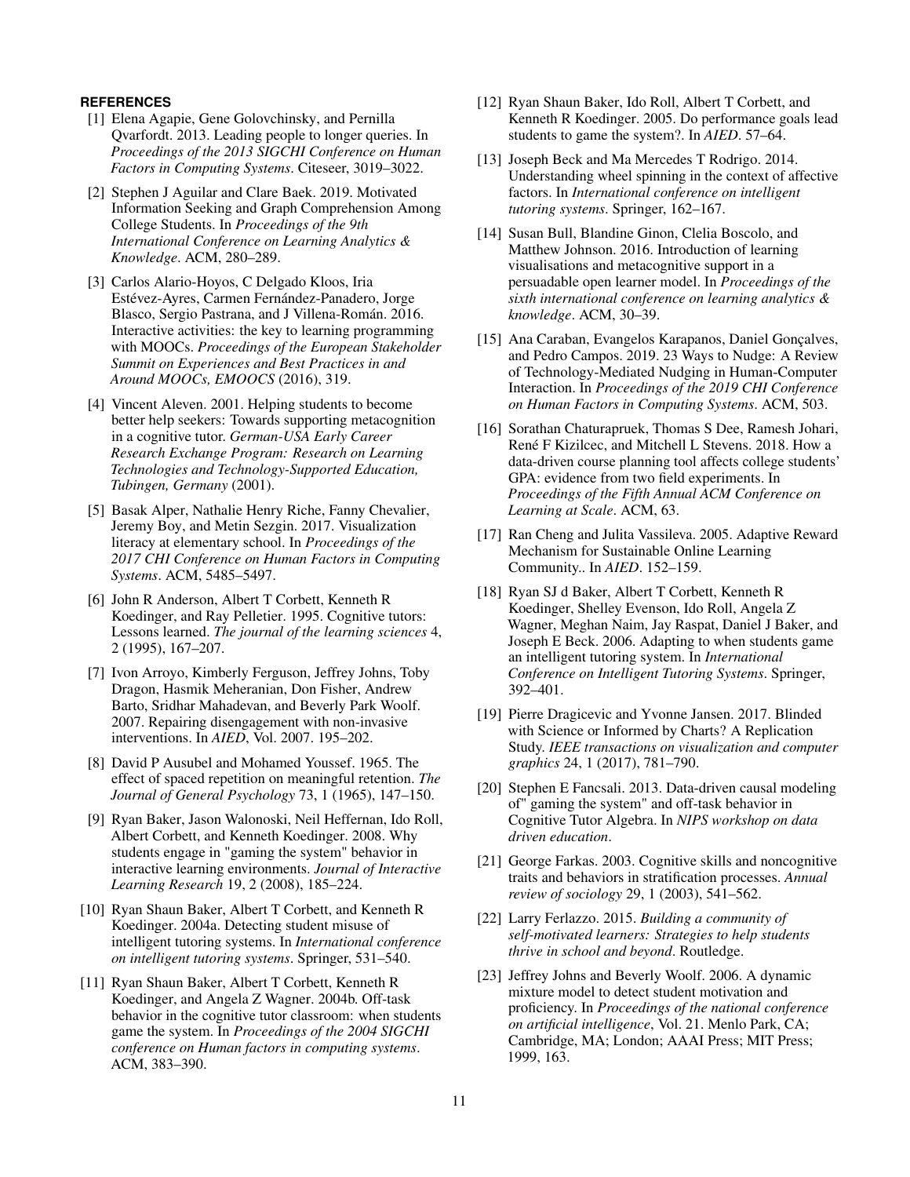## REFERENCES

[1] Elena Agapie, Gene Golovchinsky, and Pernilla Qvarfordt. 2013. Leading people to longer queries. In *Proceedings of the 2013 SIGCHI Conference on Human Factors in Computing Systems*. Citeseer, 3019–3022.

[2] Stephen J Aguilar and Clare Baek. 2019. Motivated Information Seeking and Graph Comprehension Among College Students. In *Proceedings of the 9th International Conference on Learning Analytics & Knowledge*. ACM, 280–289.

[3] Carlos Alario-Hoyos, C Delgado Kloos, Iria Estévez-Ayres, Carmen Fernández-Panadero, Jorge Blasco, Sergio Pastrana, and J Villena-Román. 2016. Interactive activities: the key to learning programming with MOOCs. *Proceedings of the European Stakeholder Summit on Experiences and Best Practices in and Around MOOCs, EMOOCS* (2016), 319.

[4] Vincent Aleven. 2001. Helping students to become better help seekers: Towards supporting metacognition in a cognitive tutor. *German-USA Early Career Research Exchange Program: Research on Learning Technologies and Technology-Supported Education, Tubingen, Germany* (2001).

[5] Basak Alper, Nathalie Henry Riche, Fanny Chevalier, Jeremy Boy, and Metin Sezgin. 2017. Visualization literacy at elementary school. In *Proceedings of the 2017 CHI Conference on Human Factors in Computing Systems*. ACM, 5485–5497.

[6] John R Anderson, Albert T Corbett, Kenneth R Koedinger, and Ray Pelletier. 1995. Cognitive tutors: Lessons learned. *The journal of the learning sciences* 4, 2 (1995), 167–207.

[7] Ivon Arroyo, Kimberly Ferguson, Jeffrey Johns, Toby Dragon, Hasmik Meheranian, Don Fisher, Andrew Barto, Sridhar Mahadevan, and Beverly Park Woolf. 2007. Repairing disengagement with non-invasive interventions. In *AIED*, Vol. 2007. 195–202.

[8] David P Ausubel and Mohamed Youssef. 1965. The effect of spaced repetition on meaningful retention. *The Journal of General Psychology* 73, 1 (1965), 147–150.

[9] Ryan Baker, Jason Walonoski, Neil Heffernan, Ido Roll, Albert Corbett, and Kenneth Koedinger. 2008. Why students engage in "gaming the system" behavior in interactive learning environments. *Journal of Interactive Learning Research* 19, 2 (2008), 185–224.

[10] Ryan Shaun Baker, Albert T Corbett, and Kenneth R Koedinger. 2004a. Detecting student misuse of intelligent tutoring systems. In *International conference on intelligent tutoring systems*. Springer, 531–540.

[11] Ryan Shaun Baker, Albert T Corbett, Kenneth R Koedinger, and Angela Z Wagner. 2004b. Off-task behavior in the cognitive tutor classroom: when students game the system. In *Proceedings of the 2004 SIGCHI conference on Human factors in computing systems*. ACM, 383–390.

[12] Ryan Shaun Baker, Ido Roll, Albert T Corbett, and Kenneth R Koedinger. 2005. Do performance goals lead students to game the system?. In *AIED*. 57–64.

[13] Joseph Beck and Ma Mercedes T Rodrigo. 2014. Understanding wheel spinning in the context of affective factors. In *International conference on intelligent tutoring systems*. Springer, 162–167.

[14] Susan Bull, Blandine Ginon, Clelia Boscolo, and Matthew Johnson. 2016. Introduction of learning visualisations and metacognitive support in a persuadable open learner model. In *Proceedings of the sixth international conference on learning analytics & knowledge*. ACM, 30–39.

[15] Ana Caraban, Evangelos Karapanos, Daniel Gonçalves, and Pedro Campos. 2019. 23 Ways to Nudge: A Review of Technology-Mediated Nudging in Human-Computer Interaction. In *Proceedings of the 2019 CHI Conference on Human Factors in Computing Systems*. ACM, 503.

[16] Sorathan Chaturapruek, Thomas S Dee, Ramesh Johari, René F Kizilcec, and Mitchell L Stevens. 2018. How a data-driven course planning tool affects college students' GPA: evidence from two field experiments. In *Proceedings of the Fifth Annual ACM Conference on Learning at Scale*. ACM, 63.

[17] Ran Cheng and Julita Vassileva. 2005. Adaptive Reward Mechanism for Sustainable Online Learning Community.. In *AIED*. 152–159.

[18] Ryan SJ d Baker, Albert T Corbett, Kenneth R Koedinger, Shelley Evenson, Ido Roll, Angela Z Wagner, Meghan Naim, Jay Raspat, Daniel J Baker, and Joseph E Beck. 2006. Adapting to when students game an intelligent tutoring system. In *International Conference on Intelligent Tutoring Systems*. Springer, 392–401.

[19] Pierre Dragicevic and Yvonne Jansen. 2017. Blinded with Science or Informed by Charts? A Replication Study. *IEEE transactions on visualization and computer graphics* 24, 1 (2017), 781–790.

[20] Stephen E Fancsali. 2013. Data-driven causal modeling of" gaming the system" and off-task behavior in Cognitive Tutor Algebra. In *NIPS workshop on data driven education*.

[21] George Farkas. 2003. Cognitive skills and noncognitive traits and behaviors in stratification processes. *Annual review of sociology* 29, 1 (2003), 541–562.

[22] Larry Ferlazzo. 2015. *Building a community of self-motivated learners: Strategies to help students thrive in school and beyond*. Routledge.

[23] Jeffrey Johns and Beverly Woolf. 2006. A dynamic mixture model to detect student motivation and proficiency. In *Proceedings of the national conference on artificial intelligence*, Vol. 21. Menlo Park, CA; Cambridge, MA; London; AAAI Press; MIT Press; 1999, 163.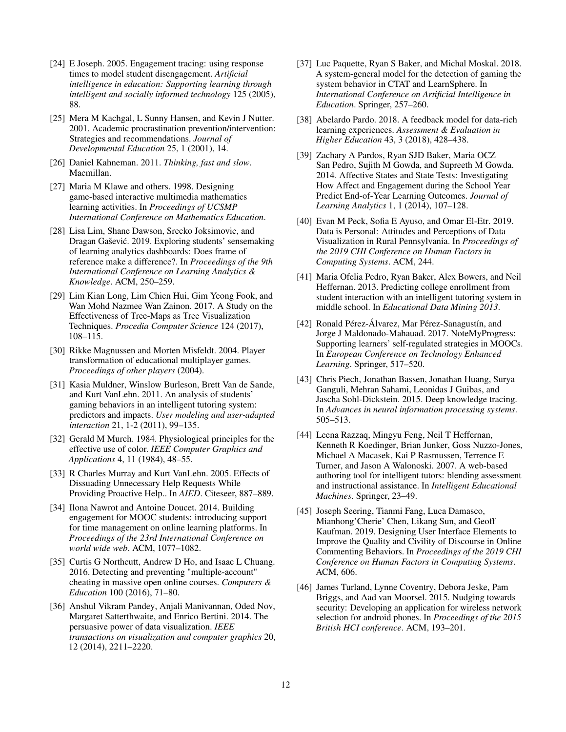[24] E Joseph. 2005. Engagement tracing: using response times to model student disengagement. *Artificial intelligence in education: Supporting learning through intelligent and socially informed technology* 125 (2005), 88.

[25] Mera M Kachgal, L Sunny Hansen, and Kevin J Nutter. 2001. Academic procrastination prevention/intervention: Strategies and recommendations. *Journal of Developmental Education* 25, 1 (2001), 14.

[26] Daniel Kahneman. 2011. *Thinking, fast and slow*. Macmillan.

[27] Maria M Klawe and others. 1998. Designing game-based interactive multimedia mathematics learning activities. In *Proceedings of UCSMP International Conference on Mathematics Education*.

[28] Lisa Lim, Shane Dawson, Srecko Joksimovic, and Dragan Gašević. 2019. Exploring students' sensemaking of learning analytics dashboards: Does frame of reference make a difference?. In *Proceedings of the 9th International Conference on Learning Analytics & Knowledge*. ACM, 250–259.

[29] Lim Kian Long, Lim Chien Hui, Gim Yeong Fook, and Wan Mohd Nazmee Wan Zainon. 2017. A Study on the Effectiveness of Tree-Maps as Tree Visualization Techniques. *Procedia Computer Science* 124 (2017), 108–115.

[30] Rikke Magnussen and Morten Misfeldt. 2004. Player transformation of educational multiplayer games. *Proceedings of other players* (2004).

[31] Kasia Muldner, Winslow Burleson, Brett Van de Sande, and Kurt VanLehn. 2011. An analysis of students' gaming behaviors in an intelligent tutoring system: predictors and impacts. *User modeling and user-adapted interaction* 21, 1-2 (2011), 99–135.

[32] Gerald M Murch. 1984. Physiological principles for the effective use of color. *IEEE Computer Graphics and Applications* 4, 11 (1984), 48–55.

[33] R Charles Murray and Kurt VanLehn. 2005. Effects of Dissuading Unnecessary Help Requests While Providing Proactive Help.. In *AIED*. Citeseer, 887–889.

[34] Ilona Nawrot and Antoine Doucet. 2014. Building engagement for MOOC students: introducing support for time management on online learning platforms. In *Proceedings of the 23rd International Conference on world wide web*. ACM, 1077–1082.

[35] Curtis G Northcutt, Andrew D Ho, and Isaac L Chuang. 2016. Detecting and preventing "multiple-account" cheating in massive open online courses. *Computers & Education* 100 (2016), 71–80.

[36] Anshul Vikram Pandey, Anjali Manivannan, Oded Nov, Margaret Satterthwaite, and Enrico Bertini. 2014. The persuasive power of data visualization. *IEEE transactions on visualization and computer graphics* 20, 12 (2014), 2211–2220.

[37] Luc Paquette, Ryan S Baker, and Michal Moskal. 2018. A system-general model for the detection of gaming the system behavior in CTAT and LearnSphere. In *International Conference on Artificial Intelligence in Education*. Springer, 257–260.

[38] Abelardo Pardo. 2018. A feedback model for data-rich learning experiences. *Assessment & Evaluation in Higher Education* 43, 3 (2018), 428–438.

[39] Zachary A Pardos, Ryan SJD Baker, Maria OCZ San Pedro, Sujith M Gowda, and Supreeth M Gowda. 2014. Affective States and State Tests: Investigating How Affect and Engagement during the School Year Predict End-of-Year Learning Outcomes. *Journal of Learning Analytics* 1, 1 (2014), 107–128.

[40] Evan M Peck, Sofia E Ayuso, and Omar El-Etr. 2019. Data is Personal: Attitudes and Perceptions of Data Visualization in Rural Pennsylvania. In *Proceedings of the 2019 CHI Conference on Human Factors in Computing Systems*. ACM, 244.

[41] Maria Ofelia Pedro, Ryan Baker, Alex Bowers, and Neil Heffernan. 2013. Predicting college enrollment from student interaction with an intelligent tutoring system in middle school. In *Educational Data Mining 2013*.

[42] Ronald Pérez-Álvarez, Mar Pérez-Sanagustín, and Jorge J Maldonado-Mahauad. 2017. NoteMyProgress: Supporting learners' self-regulated strategies in MOOCs. In *European Conference on Technology Enhanced Learning*. Springer, 517–520.

[43] Chris Piech, Jonathan Bassen, Jonathan Huang, Surya Ganguli, Mehran Sahami, Leonidas J Guibas, and Jascha Sohl-Dickstein. 2015. Deep knowledge tracing. In *Advances in neural information processing systems*. 505–513.

[44] Leena Razzaq, Mingyu Feng, Neil T Heffernan, Kenneth R Koedinger, Brian Junker, Goss Nuzzo-Jones, Michael A Macasek, Kai P Rasmussen, Terrence E Turner, and Jason A Walonoski. 2007. A web-based authoring tool for intelligent tutors: blending assessment and instructional assistance. In *Intelligent Educational Machines*. Springer, 23–49.

[45] Joseph Seering, Tianmi Fang, Luca Damasco, Mianhong'Cherie' Chen, Likang Sun, and Geoff Kaufman. 2019. Designing User Interface Elements to Improve the Quality and Civility of Discourse in Online Commenting Behaviors. In *Proceedings of the 2019 CHI Conference on Human Factors in Computing Systems*. ACM, 606.

[46] James Turland, Lynne Coventry, Debora Jeske, Pam Briggs, and Aad van Moorsel. 2015. Nudging towards security: Developing an application for wireless network selection for android phones. In *Proceedings of the 2015 British HCI conference*. ACM, 193–201.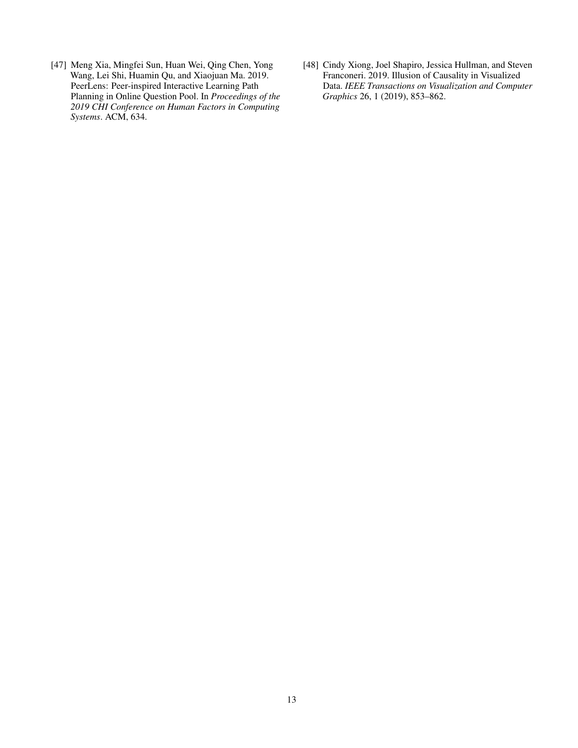[47] Meng Xia, Mingfei Sun, Huan Wei, Qing Chen, Yong Wang, Lei Shi, Huamin Qu, and Xiaojuan Ma. 2019. PeerLens: Peer-inspired Interactive Learning Path Planning in Online Question Pool. In *Proceedings of the 2019 CHI Conference on Human Factors in Computing Systems*. ACM, 634.

[48] Cindy Xiong, Joel Shapiro, Jessica Hullman, and Steven Franconeri. 2019. Illusion of Causality in Visualized Data. *IEEE Transactions on Visualization and Computer Graphics* 26, 1 (2019), 853–862.